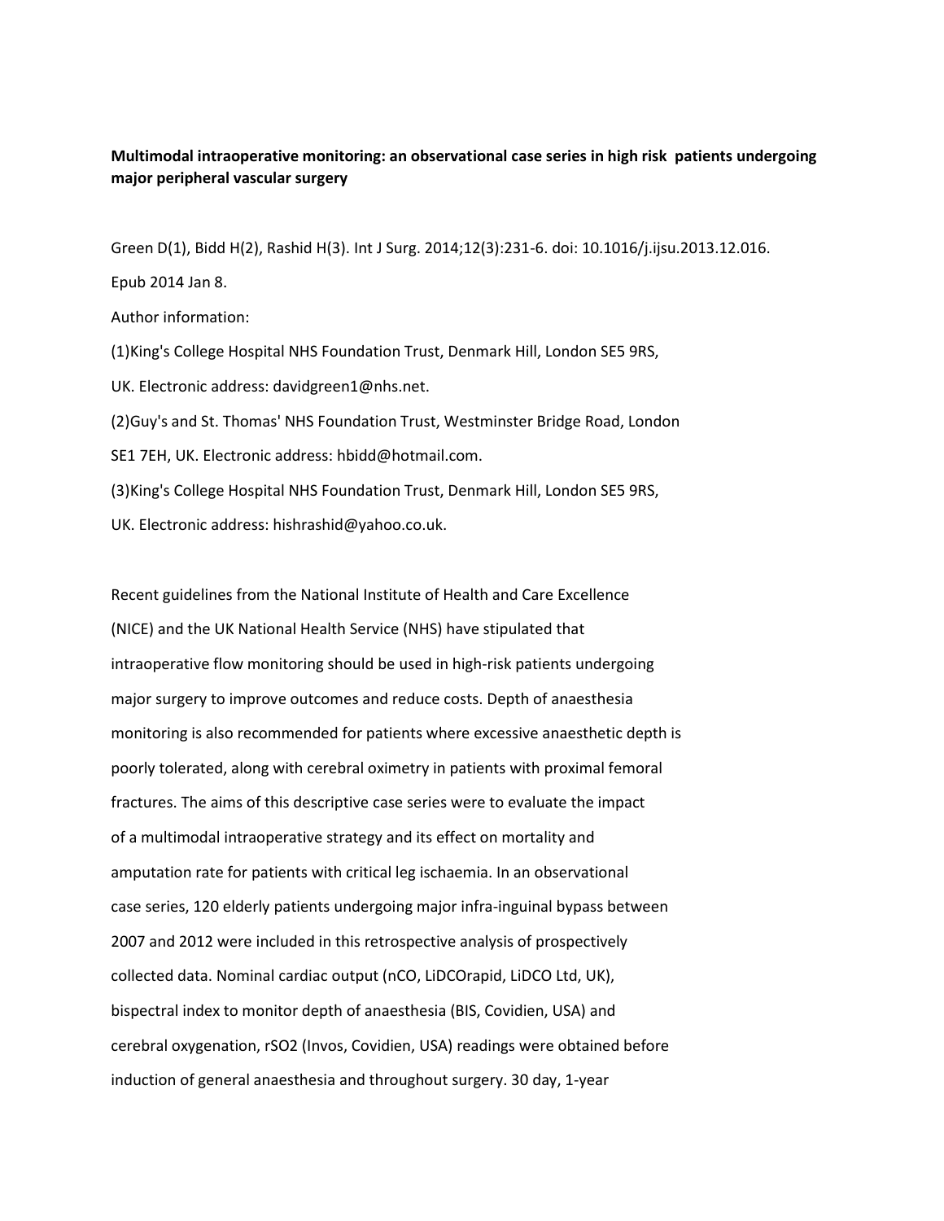**Multimodal intraoperative monitoring: an observational case series in high risk patients undergoing major peripheral vascular surgery**

Green D(1), Bidd H(2), Rashid H(3). Int J Surg. 2014;12(3):231-6. doi: 10.1016/j.ijsu.2013.12.016.

Epub 2014 Jan 8.

Author information:

(1)King's College Hospital NHS Foundation Trust, Denmark Hill, London SE5 9RS,

UK. Electronic address: davidgreen1@nhs.net.

(2)Guy's and St. Thomas' NHS Foundation Trust, Westminster Bridge Road, London

SE1 7EH, UK. Electronic address: hbidd@hotmail.com.

(3)King's College Hospital NHS Foundation Trust, Denmark Hill, London SE5 9RS,

UK. Electronic address: hishrashid@yahoo.co.uk.

Recent guidelines from the National Institute of Health and Care Excellence (NICE) and the UK National Health Service (NHS) have stipulated that intraoperative flow monitoring should be used in high-risk patients undergoing major surgery to improve outcomes and reduce costs. Depth of anaesthesia monitoring is also recommended for patients where excessive anaesthetic depth is poorly tolerated, along with cerebral oximetry in patients with proximal femoral fractures. The aims of this descriptive case series were to evaluate the impact of a multimodal intraoperative strategy and its effect on mortality and amputation rate for patients with critical leg ischaemia. In an observational case series, 120 elderly patients undergoing major infra-inguinal bypass between 2007 and 2012 were included in this retrospective analysis of prospectively collected data. Nominal cardiac output (nCO, LiDCOrapid, LiDCO Ltd, UK), bispectral index to monitor depth of anaesthesia (BIS, Covidien, USA) and cerebral oxygenation, $rSO_2$ (Invos, Covidien, USA) readings were obtained before induction of general anaesthesia and throughout surgery. 30 day, 1-year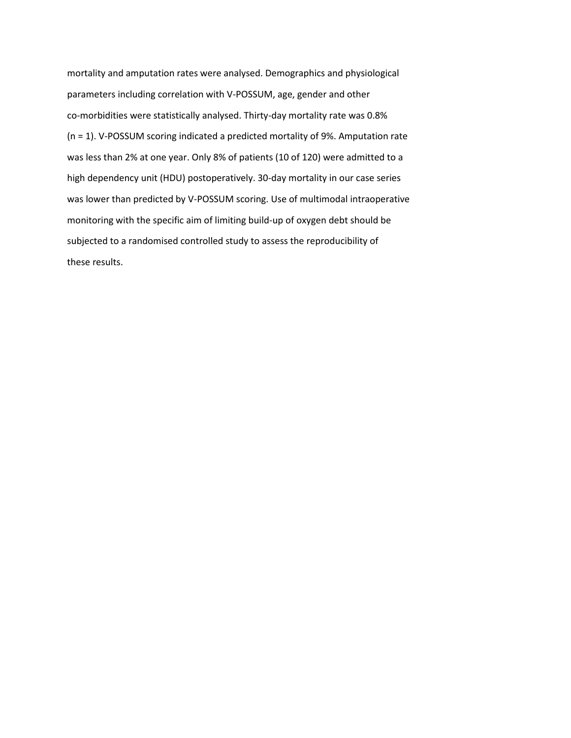mortality and amputation rates were analysed. Demographics and physiological parameters including correlation with V-POSSUM, age, gender and other co-morbidities were statistically analysed. Thirty-day mortality rate was 0.8% (n = 1). V-POSSUM scoring indicated a predicted mortality of 9%. Amputation rate was less than 2% at one year. Only 8% of patients (10 of 120) were admitted to a high dependency unit (HDU) postoperatively. 30-day mortality in our case series was lower than predicted by V-POSSUM scoring. Use of multimodal intraoperative monitoring with the specific aim of limiting build-up of oxygen debt should be subjected to a randomised controlled study to assess the reproducibility of these results.